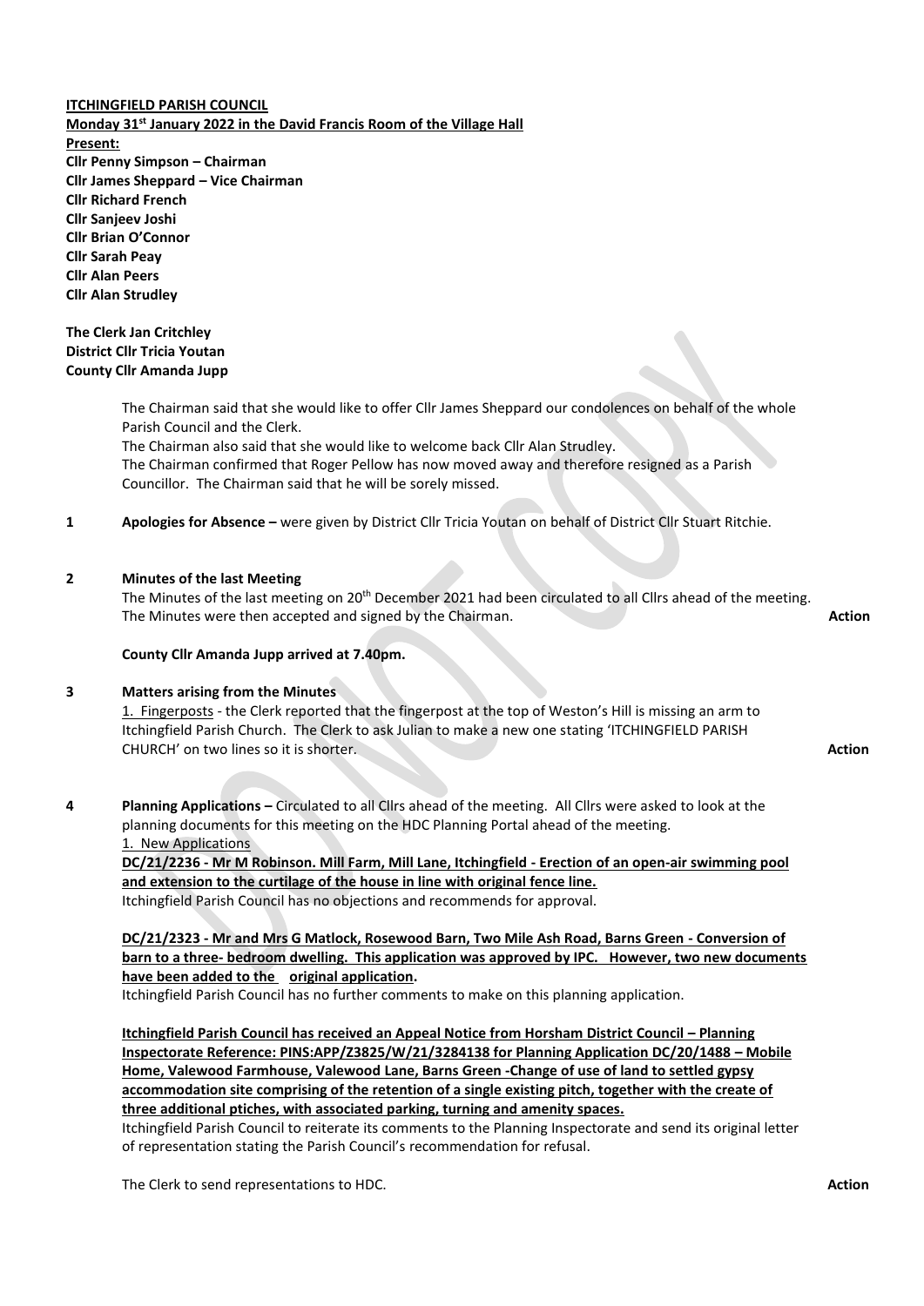**ITCHINGFIELD PARISH COUNCIL**

**Monday 31st January 2022 in the David Francis Room of the Village Hall**

**Present:**

**Cllr Penny Simpson – Chairman**
**Cllr James Sheppard – Vice Chairman**
**Cllr Richard French**
**Cllr Sanjeev Joshi**
**Cllr Brian O'Connor**
**Cllr Sarah Peay**
**Cllr Alan Peers**
**Cllr Alan Strudley**

**The Clerk Jan Critchley**
**District Cllr Tricia Youtan**
**County Cllr Amanda Jupp**

The Chairman said that she would like to offer Cllr James Sheppard our condolences on behalf of the whole Parish Council and the Clerk.

The Chairman also said that she would like to welcome back Cllr Alan Strudley.

The Chairman confirmed that Roger Pellow has now moved away and therefore resigned as a Parish Councillor. The Chairman said that he will be sorely missed.

**1 Apologies for Absence –** were given by District Cllr Tricia Youtan on behalf of District Cllr Stuart Ritchie.

**2 Minutes of the last Meeting**

The Minutes of the last meeting on 20th December 2021 had been circulated to all Cllrs ahead of the meeting. The Minutes were then accepted and signed by the Chairman. **Action**

**County Cllr Amanda Jupp arrived at 7.40pm.**

**3 Matters arising from the Minutes**

1. Fingerposts - the Clerk reported that the fingerpost at the top of Weston's Hill is missing an arm to Itchingfield Parish Church. The Clerk to ask Julian to make a new one stating 'ITCHINGFIELD PARISH CHURCH' on two lines so it is shorter. **Action**

**4 Planning Applications –** Circulated to all Cllrs ahead of the meeting. All Cllrs were asked to look at the planning documents for this meeting on the HDC Planning Portal ahead of the meeting.

1. New Applications

**DC/21/2236 - Mr M Robinson. Mill Farm, Mill Lane, Itchingfield - Erection of an open-air swimming pool and extension to the curtilage of the house in line with original fence line.**

Itchingfield Parish Council has no objections and recommends for approval.

**DC/21/2323 - Mr and Mrs G Matlock, Rosewood Barn, Two Mile Ash Road, Barns Green - Conversion of barn to a three- bedroom dwelling. This application was approved by IPC. However, two new documents have been added to the original application.**

Itchingfield Parish Council has no further comments to make on this planning application.

**Itchingfield Parish Council has received an Appeal Notice from Horsham District Council – Planning Inspectorate Reference: PINS:APP/Z3825/W/21/3284138 for Planning Application DC/20/1488 – Mobile Home, Valewood Farmhouse, Valewood Lane, Barns Green -Change of use of land to settled gypsy accommodation site comprising of the retention of a single existing pitch, together with the create of three additional ptiches, with associated parking, turning and amenity spaces.**

Itchingfield Parish Council to reiterate its comments to the Planning Inspectorate and send its original letter of representation stating the Parish Council's recommendation for refusal.

The Clerk to send representations to HDC. **Action**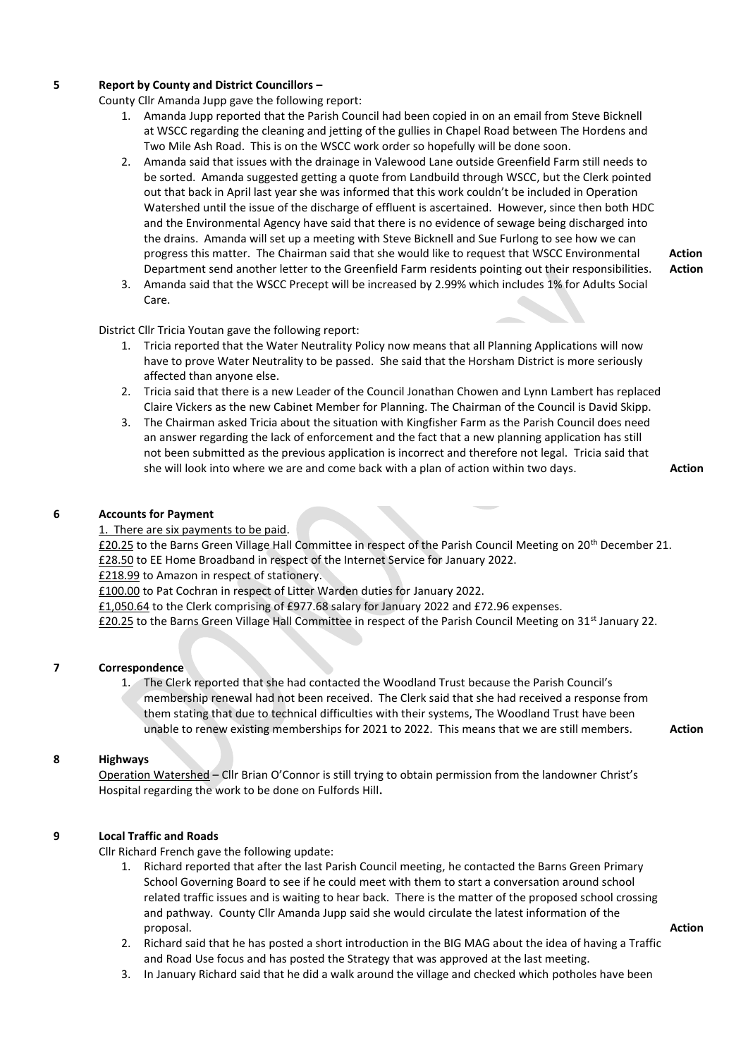## 5 Report by County and District Councillors –

County Cllr Amanda Jupp gave the following report:

1. Amanda Jupp reported that the Parish Council had been copied in on an email from Steve Bicknell at WSCC regarding the cleaning and jetting of the gullies in Chapel Road between The Hordens and Two Mile Ash Road. This is on the WSCC work order so hopefully will be done soon.
2. Amanda said that issues with the drainage in Valewood Lane outside Greenfield Farm still needs to be sorted. Amanda suggested getting a quote from Landbuild through WSCC, but the Clerk pointed out that back in April last year she was informed that this work couldn't be included in Operation Watershed until the issue of the discharge of effluent is ascertained. However, since then both HDC and the Environmental Agency have said that there is no evidence of sewage being discharged into the drains. Amanda will set up a meeting with Steve Bicknell and Sue Furlong to see how we can progress this matter. The Chairman said that she would like to request that WSCC Environmental Department send another letter to the Greenfield Farm residents pointing out their responsibilities. **Action** **Action**
3. Amanda said that the WSCC Precept will be increased by 2.99% which includes 1% for Adults Social Care.

District Cllr Tricia Youtan gave the following report:

1. Tricia reported that the Water Neutrality Policy now means that all Planning Applications will now have to prove Water Neutrality to be passed. She said that the Horsham District is more seriously affected than anyone else.
2. Tricia said that there is a new Leader of the Council Jonathan Chowen and Lynn Lambert has replaced Claire Vickers as the new Cabinet Member for Planning. The Chairman of the Council is David Skipp.
3. The Chairman asked Tricia about the situation with Kingfisher Farm as the Parish Council does need an answer regarding the lack of enforcement and the fact that a new planning application has still not been submitted as the previous application is incorrect and therefore not legal. Tricia said that she will look into where we are and come back with a plan of action within two days. **Action**

## 6 Accounts for Payment

1. There are six payments to be paid.

£20.25 to the Barns Green Village Hall Committee in respect of the Parish Council Meeting on 20th December 21.
£28.50 to EE Home Broadband in respect of the Internet Service for January 2022.
£218.99 to Amazon in respect of stationery.
£100.00 to Pat Cochran in respect of Litter Warden duties for January 2022.
£1,050.64 to the Clerk comprising of £977.68 salary for January 2022 and £72.96 expenses.
£20.25 to the Barns Green Village Hall Committee in respect of the Parish Council Meeting on 31st January 22.

## 7 Correspondence

1. The Clerk reported that she had contacted the Woodland Trust because the Parish Council's membership renewal had not been received. The Clerk said that she had received a response from them stating that due to technical difficulties with their systems, The Woodland Trust have been unable to renew existing memberships for 2021 to 2022. This means that we are still members. **Action**

## 8 Highways

Operation Watershed – Cllr Brian O'Connor is still trying to obtain permission from the landowner Christ's Hospital regarding the work to be done on Fulfords Hill.

## 9 Local Traffic and Roads

Cllr Richard French gave the following update:

1. Richard reported that after the last Parish Council meeting, he contacted the Barns Green Primary School Governing Board to see if he could meet with them to start a conversation around school related traffic issues and is waiting to hear back. There is the matter of the proposed school crossing and pathway. County Cllr Amanda Jupp said she would circulate the latest information of the proposal. **Action**
2. Richard said that he has posted a short introduction in the BIG MAG about the idea of having a Traffic and Road Use focus and has posted the Strategy that was approved at the last meeting.
3. In January Richard said that he did a walk around the village and checked which potholes have been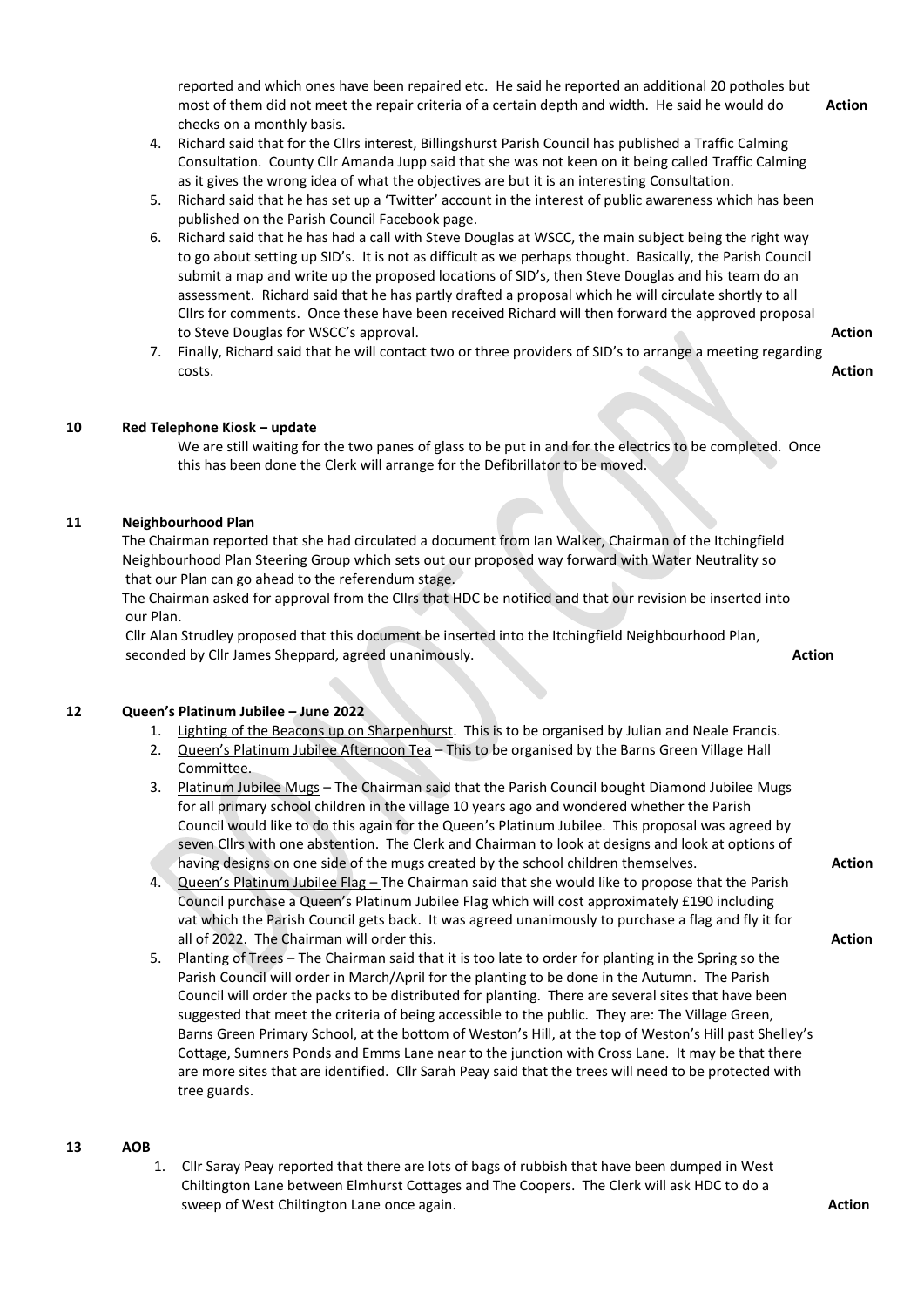reported and which ones have been repaired etc. He said he reported an additional 20 potholes but most of them did not meet the repair criteria of a certain depth and width. He said he would do checks on a monthly basis. **Action**

4. Richard said that for the Cllrs interest, Billingshurst Parish Council has published a Traffic Calming Consultation. County Cllr Amanda Jupp said that she was not keen on it being called Traffic Calming as it gives the wrong idea of what the objectives are but it is an interesting Consultation.
5. Richard said that he has set up a 'Twitter' account in the interest of public awareness which has been published on the Parish Council Facebook page.
6. Richard said that he has had a call with Steve Douglas at WSCC, the main subject being the right way to go about setting up SID's. It is not as difficult as we perhaps thought. Basically, the Parish Council submit a map and write up the proposed locations of SID's, then Steve Douglas and his team do an assessment. Richard said that he has partly drafted a proposal which he will circulate shortly to all Cllrs for comments. Once these have been received Richard will then forward the approved proposal to Steve Douglas for WSCC's approval. **Action**
7. Finally, Richard said that he will contact two or three providers of SID's to arrange a meeting regarding costs. **Action**

## 10 Red Telephone Kiosk – update

We are still waiting for the two panes of glass to be put in and for the electrics to be completed. Once this has been done the Clerk will arrange for the Defibrillator to be moved.

## 11 Neighbourhood Plan

The Chairman reported that she had circulated a document from Ian Walker, Chairman of the Itchingfield Neighbourhood Plan Steering Group which sets out our proposed way forward with Water Neutrality so that our Plan can go ahead to the referendum stage.

The Chairman asked for approval from the Cllrs that HDC be notified and that our revision be inserted into our Plan.

Cllr Alan Strudley proposed that this document be inserted into the Itchingfield Neighbourhood Plan, seconded by Cllr James Sheppard, agreed unanimously. **Action**

## 12 Queen's Platinum Jubilee – June 2022

1. Lighting of the Beacons up on Sharpenhurst. This is to be organised by Julian and Neale Francis.
2. Queen's Platinum Jubilee Afternoon Tea – This to be organised by the Barns Green Village Hall Committee.
3. Platinum Jubilee Mugs – The Chairman said that the Parish Council bought Diamond Jubilee Mugs for all primary school children in the village 10 years ago and wondered whether the Parish Council would like to do this again for the Queen's Platinum Jubilee. This proposal was agreed by seven Cllrs with one abstention. The Clerk and Chairman to look at designs and look at options of having designs on one side of the mugs created by the school children themselves. **Action**
4. Queen's Platinum Jubilee Flag – The Chairman said that she would like to propose that the Parish Council purchase a Queen's Platinum Jubilee Flag which will cost approximately £190 including vat which the Parish Council gets back. It was agreed unanimously to purchase a flag and fly it for all of 2022. The Chairman will order this. **Action**
5. Planting of Trees – The Chairman said that it is too late to order for planting in the Spring so the Parish Council will order in March/April for the planting to be done in the Autumn. The Parish Council will order the packs to be distributed for planting. There are several sites that have been suggested that meet the criteria of being accessible to the public. They are: The Village Green, Barns Green Primary School, at the bottom of Weston's Hill, at the top of Weston's Hill past Shelley's Cottage, Sumners Ponds and Emms Lane near to the junction with Cross Lane. It may be that there are more sites that are identified. Cllr Sarah Peay said that the trees will need to be protected with tree guards.

## 13 AOB

1. Cllr Saray Peay reported that there are lots of bags of rubbish that have been dumped in West Chiltington Lane between Elmhurst Cottages and The Coopers. The Clerk will ask HDC to do a sweep of West Chiltington Lane once again. **Action**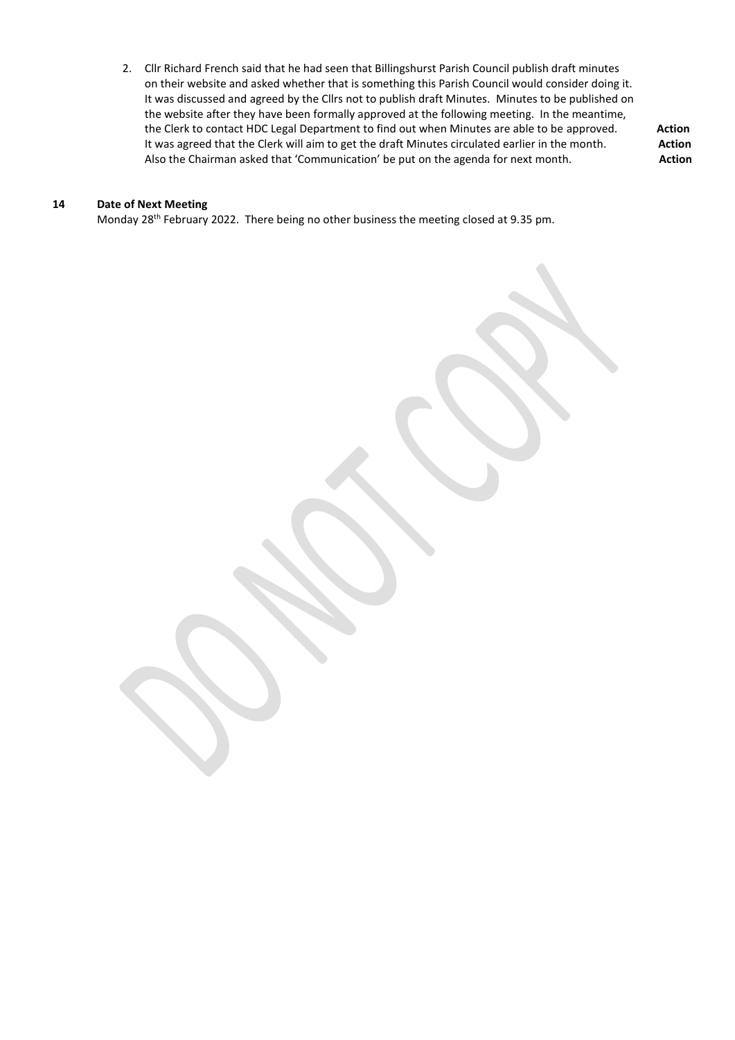2. Cllr Richard French said that he had seen that Billingshurst Parish Council publish draft minutes on their website and asked whether that is something this Parish Council would consider doing it. It was discussed and agreed by the Cllrs not to publish draft Minutes. Minutes to be published on the website after they have been formally approved at the following meeting. In the meantime, the Clerk to contact HDC Legal Department to find out when Minutes are able to be approved. **Action**
   It was agreed that the Clerk will aim to get the draft Minutes circulated earlier in the month. **Action**
   Also the Chairman asked that 'Communication' be put on the agenda for next month. **Action**

**14 Date of Next Meeting**

Monday 28th February 2022. There being no other business the meeting closed at 9.35 pm.

DO NOT COPY